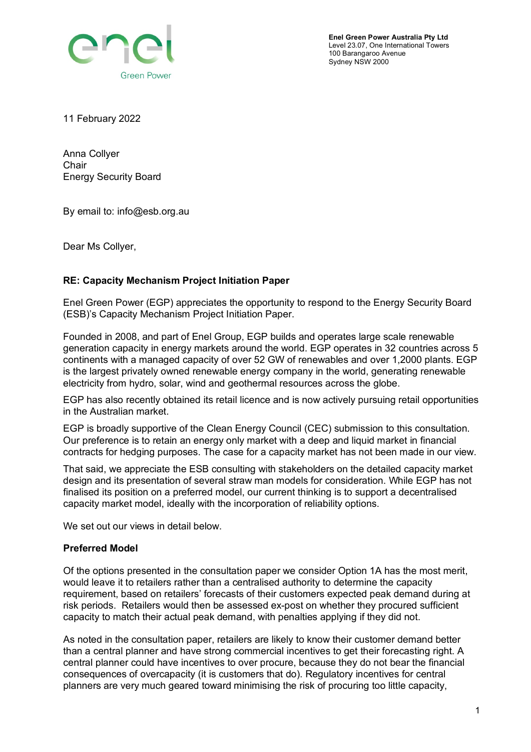**Enel Green Power Australia Pty Ltd**
Level 23.07, One International Towers
100 Barangaroo Avenue
Sydney NSW 2000

11 February 2022

Anna Collyer
Chair
Energy Security Board

By email to: info@esb.org.au

Dear Ms Collyer,

**RE: Capacity Mechanism Project Initiation Paper**

Enel Green Power (EGP) appreciates the opportunity to respond to the Energy Security Board (ESB)'s Capacity Mechanism Project Initiation Paper.

Founded in 2008, and part of Enel Group, EGP builds and operates large scale renewable generation capacity in energy markets around the world. EGP operates in 32 countries across 5 continents with a managed capacity of over 52 GW of renewables and over 1,2000 plants. EGP is the largest privately owned renewable energy company in the world, generating renewable electricity from hydro, solar, wind and geothermal resources across the globe.

EGP has also recently obtained its retail licence and is now actively pursuing retail opportunities in the Australian market.

EGP is broadly supportive of the Clean Energy Council (CEC) submission to this consultation. Our preference is to retain an energy only market with a deep and liquid market in financial contracts for hedging purposes. The case for a capacity market has not been made in our view.

That said, we appreciate the ESB consulting with stakeholders on the detailed capacity market design and its presentation of several straw man models for consideration. While EGP has not finalised its position on a preferred model, our current thinking is to support a decentralised capacity market model, ideally with the incorporation of reliability options.

We set out our views in detail below.

**Preferred Model**

Of the options presented in the consultation paper we consider Option 1A has the most merit, would leave it to retailers rather than a centralised authority to determine the capacity requirement, based on retailers' forecasts of their customers expected peak demand during at risk periods. Retailers would then be assessed ex-post on whether they procured sufficient capacity to match their actual peak demand, with penalties applying if they did not.

As noted in the consultation paper, retailers are likely to know their customer demand better than a central planner and have strong commercial incentives to get their forecasting right. A central planner could have incentives to over procure, because they do not bear the financial consequences of overcapacity (it is customers that do). Regulatory incentives for central planners are very much geared toward minimising the risk of procuring too little capacity,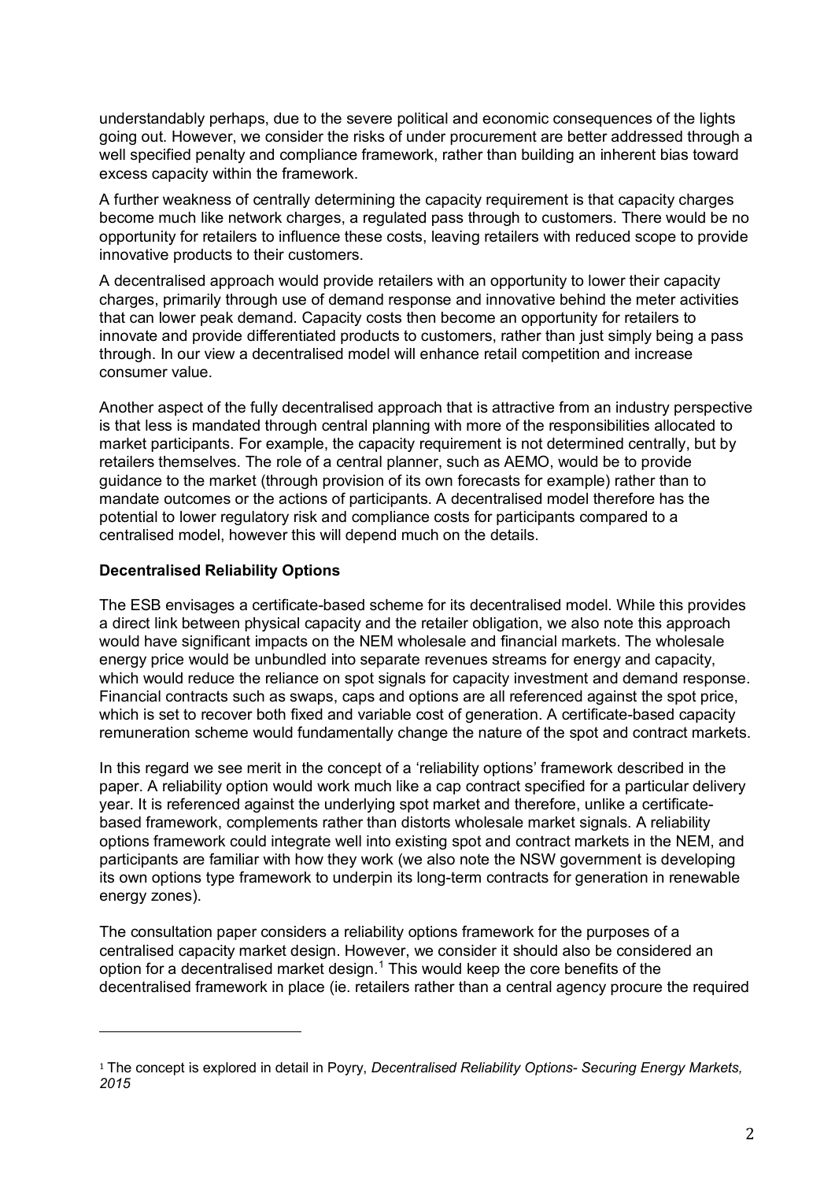understandably perhaps, due to the severe political and economic consequences of the lights going out. However, we consider the risks of under procurement are better addressed through a well specified penalty and compliance framework, rather than building an inherent bias toward excess capacity within the framework.

A further weakness of centrally determining the capacity requirement is that capacity charges become much like network charges, a regulated pass through to customers. There would be no opportunity for retailers to influence these costs, leaving retailers with reduced scope to provide innovative products to their customers.

A decentralised approach would provide retailers with an opportunity to lower their capacity charges, primarily through use of demand response and innovative behind the meter activities that can lower peak demand. Capacity costs then become an opportunity for retailers to innovate and provide differentiated products to customers, rather than just simply being a pass through. In our view a decentralised model will enhance retail competition and increase consumer value.

Another aspect of the fully decentralised approach that is attractive from an industry perspective is that less is mandated through central planning with more of the responsibilities allocated to market participants. For example, the capacity requirement is not determined centrally, but by retailers themselves. The role of a central planner, such as AEMO, would be to provide guidance to the market (through provision of its own forecasts for example) rather than to mandate outcomes or the actions of participants. A decentralised model therefore has the potential to lower regulatory risk and compliance costs for participants compared to a centralised model, however this will depend much on the details.

**Decentralised Reliability Options**

The ESB envisages a certificate-based scheme for its decentralised model. While this provides a direct link between physical capacity and the retailer obligation, we also note this approach would have significant impacts on the NEM wholesale and financial markets. The wholesale energy price would be unbundled into separate revenues streams for energy and capacity, which would reduce the reliance on spot signals for capacity investment and demand response. Financial contracts such as swaps, caps and options are all referenced against the spot price, which is set to recover both fixed and variable cost of generation. A certificate-based capacity remuneration scheme would fundamentally change the nature of the spot and contract markets.

In this regard we see merit in the concept of a 'reliability options' framework described in the paper. A reliability option would work much like a cap contract specified for a particular delivery year. It is referenced against the underlying spot market and therefore, unlike a certificate-based framework, complements rather than distorts wholesale market signals. A reliability options framework could integrate well into existing spot and contract markets in the NEM, and participants are familiar with how they work (we also note the NSW government is developing its own options type framework to underpin its long-term contracts for generation in renewable energy zones).

The consultation paper considers a reliability options framework for the purposes of a centralised capacity market design. However, we consider it should also be considered an option for a decentralised market design.[1] This would keep the core benefits of the decentralised framework in place (ie. retailers rather than a central agency procure the required

[1] The concept is explored in detail in Poyry, *Decentralised Reliability Options- Securing Energy Markets, 2015*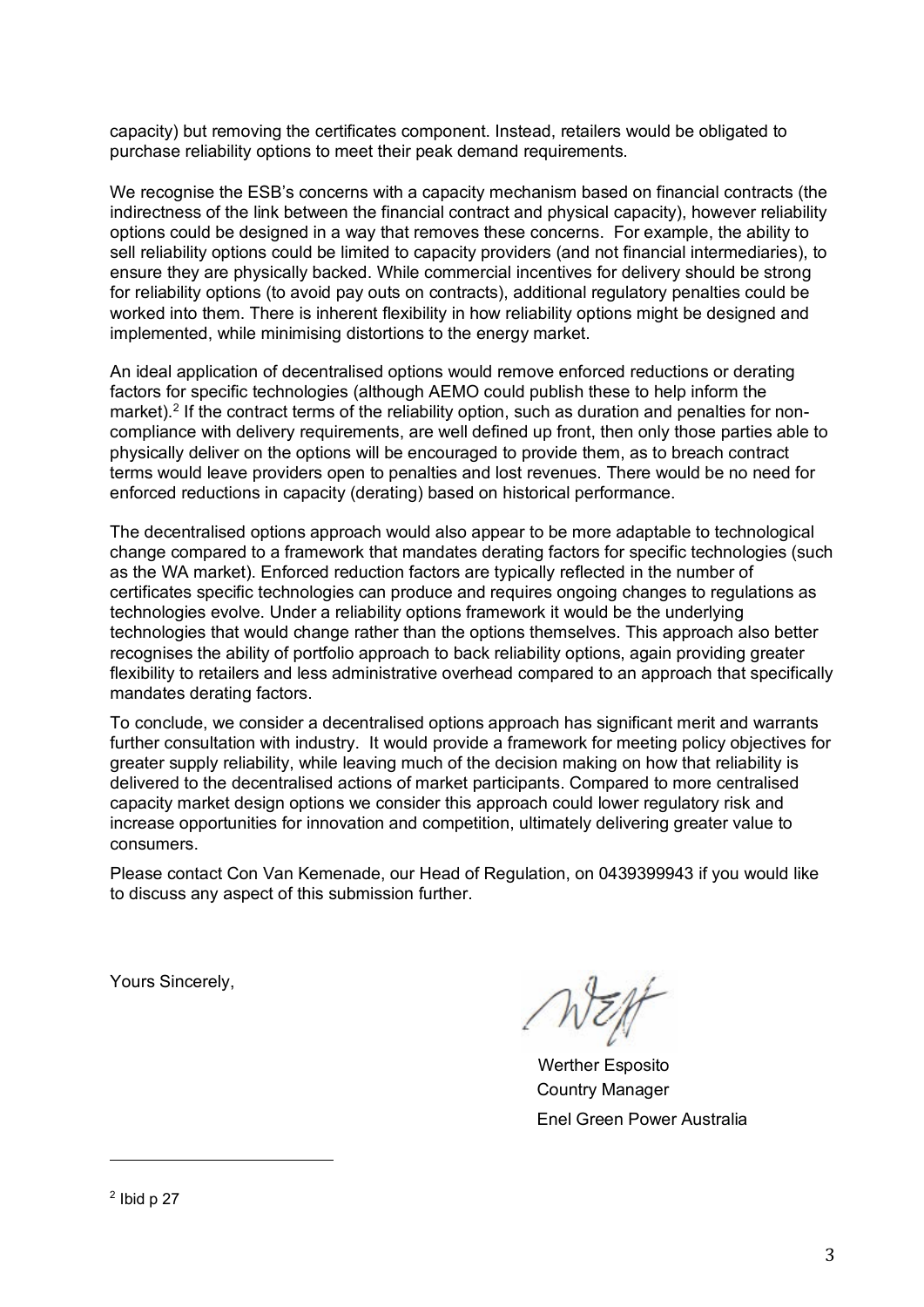capacity) but removing the certificates component. Instead, retailers would be obligated to purchase reliability options to meet their peak demand requirements.

We recognise the ESB's concerns with a capacity mechanism based on financial contracts (the indirectness of the link between the financial contract and physical capacity), however reliability options could be designed in a way that removes these concerns. For example, the ability to sell reliability options could be limited to capacity providers (and not financial intermediaries), to ensure they are physically backed. While commercial incentives for delivery should be strong for reliability options (to avoid pay outs on contracts), additional regulatory penalties could be worked into them. There is inherent flexibility in how reliability options might be designed and implemented, while minimising distortions to the energy market.

An ideal application of decentralised options would remove enforced reductions or derating factors for specific technologies (although AEMO could publish these to help inform the market).[2] If the contract terms of the reliability option, such as duration and penalties for non-compliance with delivery requirements, are well defined up front, then only those parties able to physically deliver on the options will be encouraged to provide them, as to breach contract terms would leave providers open to penalties and lost revenues. There would be no need for enforced reductions in capacity (derating) based on historical performance.

The decentralised options approach would also appear to be more adaptable to technological change compared to a framework that mandates derating factors for specific technologies (such as the WA market). Enforced reduction factors are typically reflected in the number of certificates specific technologies can produce and requires ongoing changes to regulations as technologies evolve. Under a reliability options framework it would be the underlying technologies that would change rather than the options themselves. This approach also better recognises the ability of portfolio approach to back reliability options, again providing greater flexibility to retailers and less administrative overhead compared to an approach that specifically mandates derating factors.

To conclude, we consider a decentralised options approach has significant merit and warrants further consultation with industry. It would provide a framework for meeting policy objectives for greater supply reliability, while leaving much of the decision making on how that reliability is delivered to the decentralised actions of market participants. Compared to more centralised capacity market design options we consider this approach could lower regulatory risk and increase opportunities for innovation and competition, ultimately delivering greater value to consumers.

Please contact Con Van Kemenade, our Head of Regulation, on 0439399943 if you would like to discuss any aspect of this submission further.

Yours Sincerely,

Werther Esposito
Country Manager
Enel Green Power Australia

---

[2] Ibid p 27